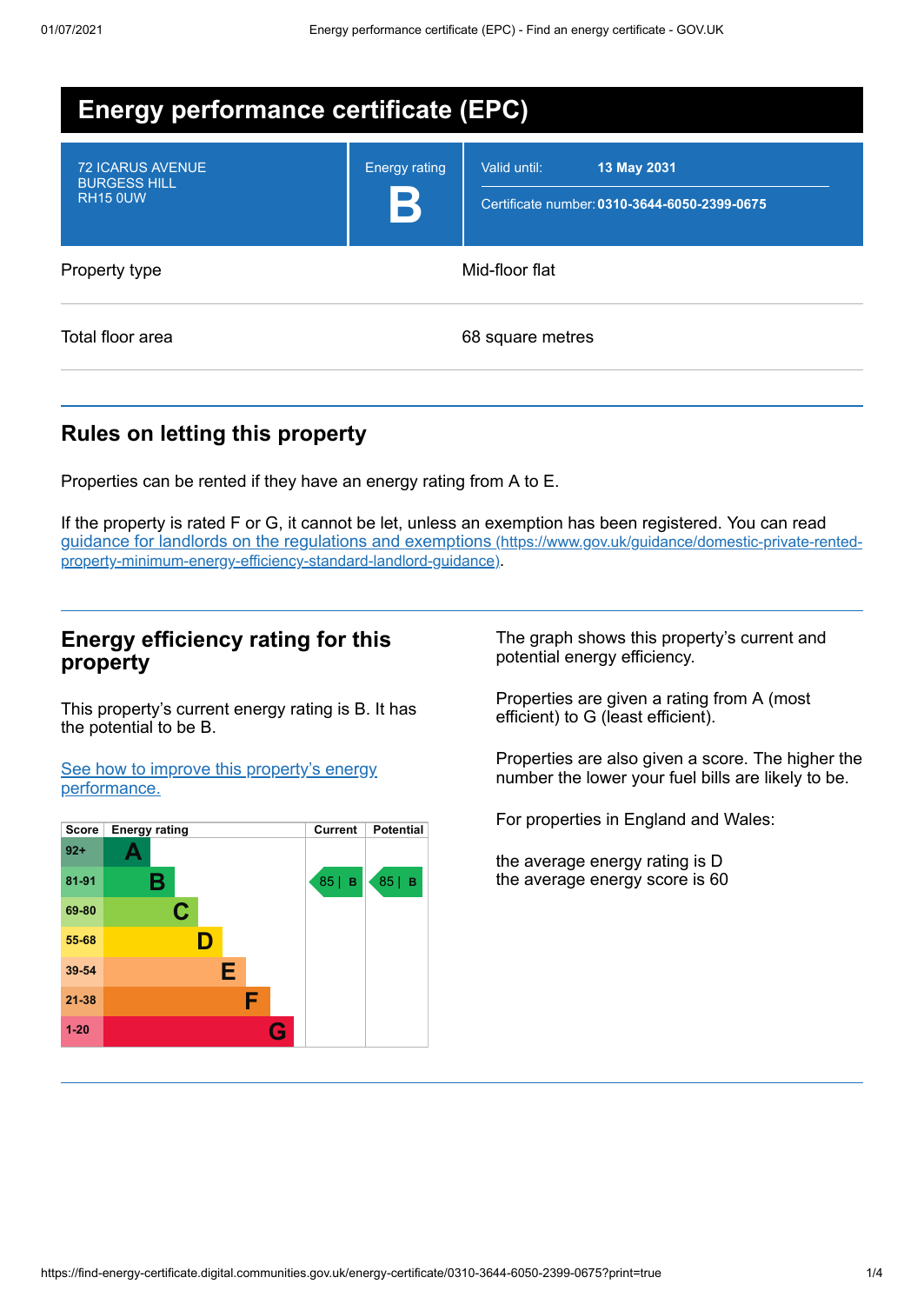# Energy performance certificate (EPC)

| 72 ICARUS AVENUE<br>BURGESS HILL<br>RH15 0UW | Energy rating<br>**B** | Valid until: **13 May 2031**<br>Certificate number: **0310-3644-6050-2399-0675** |
|---|---|---|

| Property type | Mid-floor flat |
|---|---|
| Total floor area | 68 square metres |

## Rules on letting this property

Properties can be rented if they have an energy rating from A to E.

If the property is rated F or G, it cannot be let, unless an exemption has been registered. You can read guidance for landlords on the regulations and exemptions (https://www.gov.uk/guidance/domestic-private-rented-property-minimum-energy-efficiency-standard-landlord-guidance).

## Energy efficiency rating for this property

This property's current energy rating is B. It has the potential to be B.

See how to improve this property's energy performance.

| Score | Energy rating | Current | Potential |
|---|---|---|---|
| 92+ | A | | |
| 81-91 | B | 85 \| B | 85 \| B |
| 69-80 | C | | |
| 55-68 | D | | |
| 39-54 | E | | |
| 21-38 | F | | |
| 1-20 | G | | |

The graph shows this property's current and potential energy efficiency.

Properties are given a rating from A (most efficient) to G (least efficient).

Properties are also given a score. The higher the number the lower your fuel bills are likely to be.

For properties in England and Wales:

the average energy rating is D
the average energy score is 60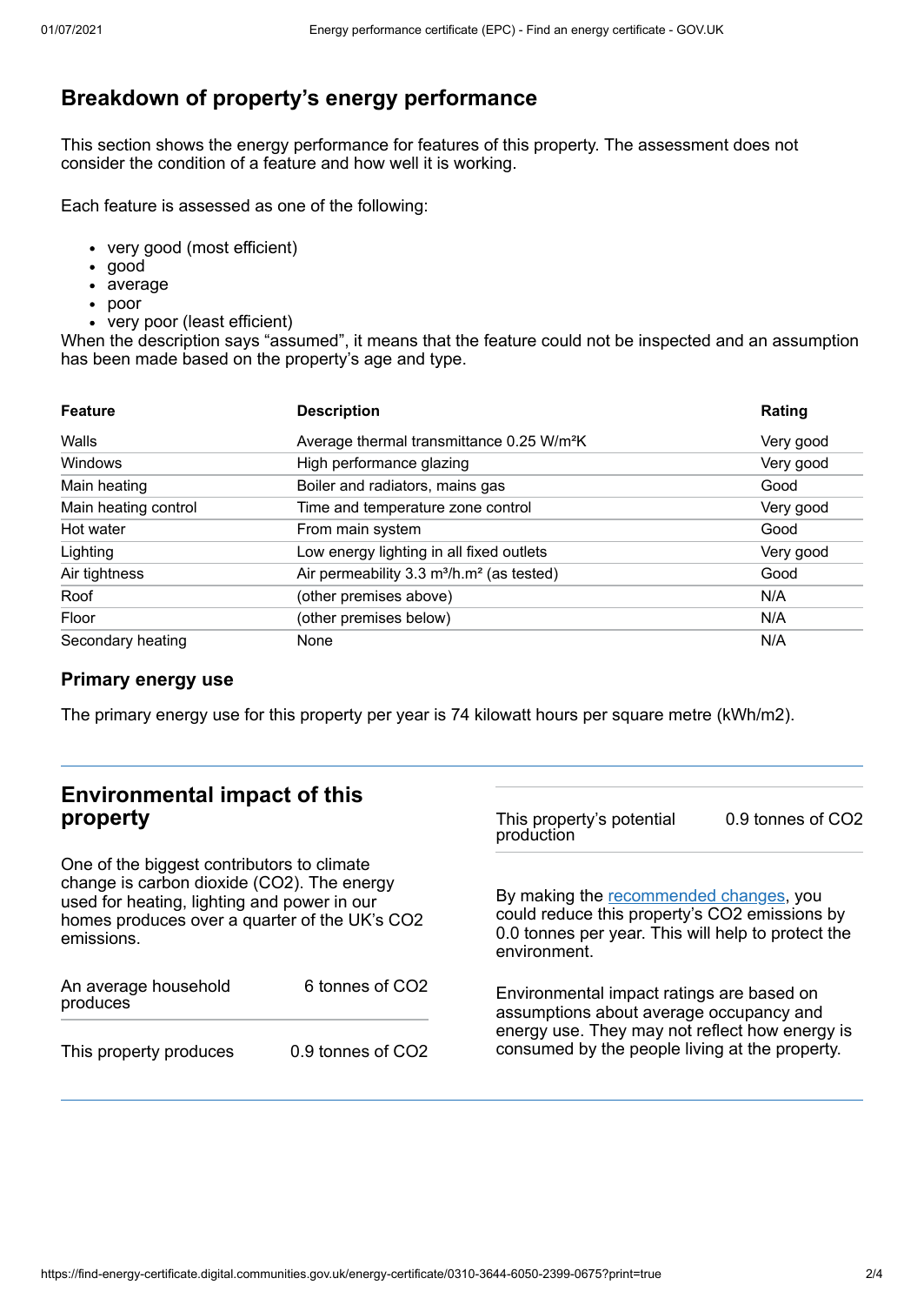## Breakdown of property's energy performance

This section shows the energy performance for features of this property. The assessment does not consider the condition of a feature and how well it is working.

Each feature is assessed as one of the following:

- very good (most efficient)
- good
- average
- poor
- very poor (least efficient)

When the description says "assumed", it means that the feature could not be inspected and an assumption has been made based on the property's age and type.

| Feature | Description | Rating |
|---|---|---|
| Walls | Average thermal transmittance 0.25 W/m²K | Very good |
| Windows | High performance glazing | Very good |
| Main heating | Boiler and radiators, mains gas | Good |
| Main heating control | Time and temperature zone control | Very good |
| Hot water | From main system | Good |
| Lighting | Low energy lighting in all fixed outlets | Very good |
| Air tightness | Air permeability 3.3 m³/h.m² (as tested) | Good |
| Roof | (other premises above) | N/A |
| Floor | (other premises below) | N/A |
| Secondary heating | None | N/A |

### Primary energy use

The primary energy use for this property per year is 74 kilowatt hours per square metre (kWh/m2).

## Environmental impact of this property

One of the biggest contributors to climate change is carbon dioxide (CO2). The energy used for heating, lighting and power in our homes produces over a quarter of the UK's CO2 emissions.

| | |
|---|---|
| An average household produces | 6 tonnes of CO2 |
| This property produces | 0.9 tonnes of CO2 |
| This property's potential production | 0.9 tonnes of CO2 |

By making the recommended changes, you could reduce this property's CO2 emissions by 0.0 tonnes per year. This will help to protect the environment.

Environmental impact ratings are based on assumptions about average occupancy and energy use. They may not reflect how energy is consumed by the people living at the property.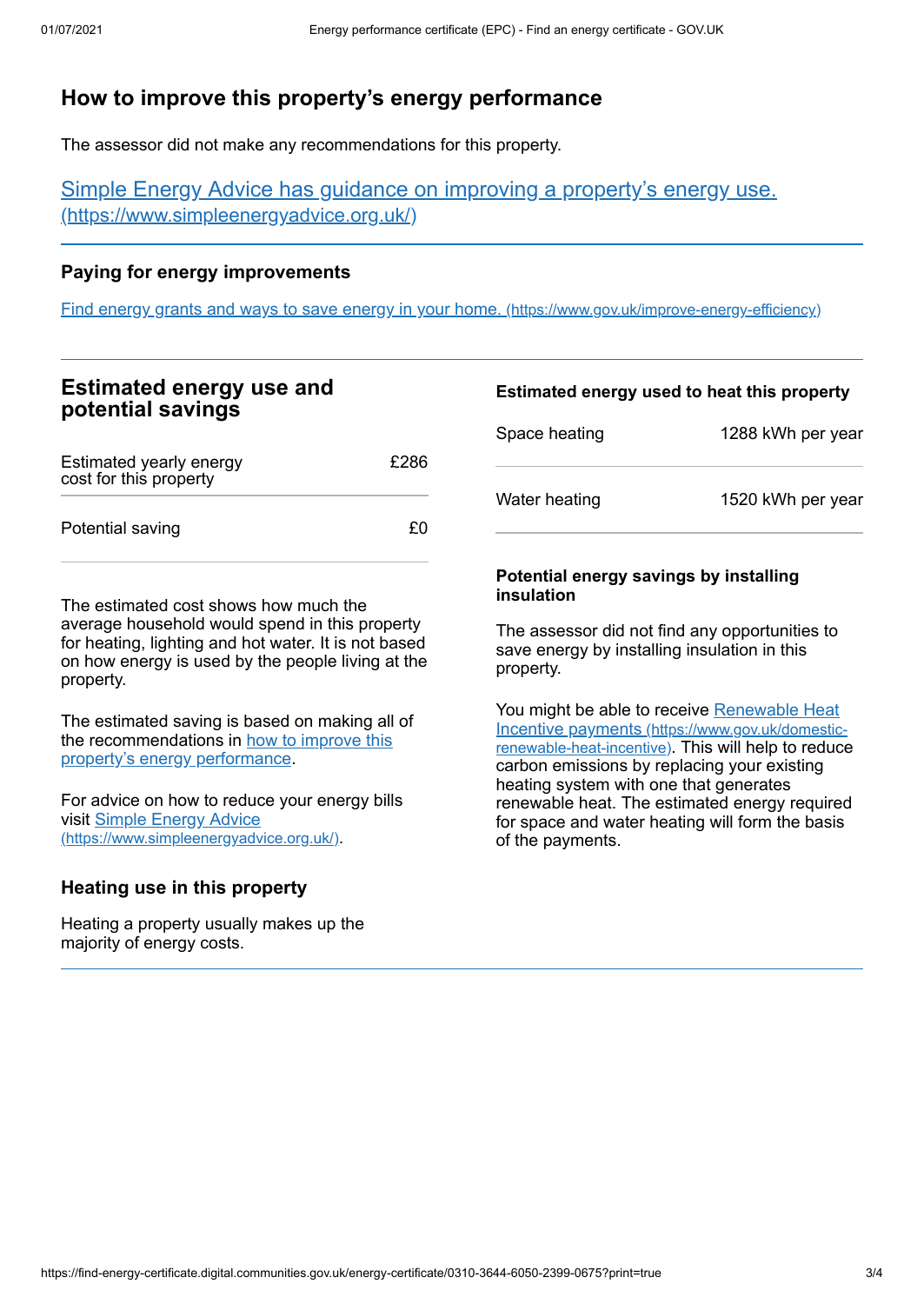## How to improve this property's energy performance

The assessor did not make any recommendations for this property.

[Simple Energy Advice has guidance on improving a property's energy use. (https://www.simpleenergyadvice.org.uk/)](https://www.simpleenergyadvice.org.uk/)

### Paying for energy improvements

[Find energy grants and ways to save energy in your home. (https://www.gov.uk/improve-energy-efficiency)](https://www.gov.uk/improve-energy-efficiency)

## Estimated energy use and potential savings

| | |
|---|---|
| Estimated yearly energy cost for this property | £286 |
| Potential saving | £0 |

The estimated cost shows how much the average household would spend in this property for heating, lighting and hot water. It is not based on how energy is used by the people living at the property.

The estimated saving is based on making all of the recommendations in [how to improve this property's energy performance](#how-to-improve-this-propertys-energy-performance).

For advice on how to reduce your energy bills visit [Simple Energy Advice (https://www.simpleenergyadvice.org.uk/)](https://www.simpleenergyadvice.org.uk/).

### Heating use in this property

Heating a property usually makes up the majority of energy costs.

### Estimated energy used to heat this property

| | |
|---|---|
| Space heating | 1288 kWh per year |
| Water heating | 1520 kWh per year |

### Potential energy savings by installing insulation

The assessor did not find any opportunities to save energy by installing insulation in this property.

You might be able to receive [Renewable Heat Incentive payments (https://www.gov.uk/domestic-renewable-heat-incentive)](https://www.gov.uk/domestic-renewable-heat-incentive). This will help to reduce carbon emissions by replacing your existing heating system with one that generates renewable heat. The estimated energy required for space and water heating will form the basis of the payments.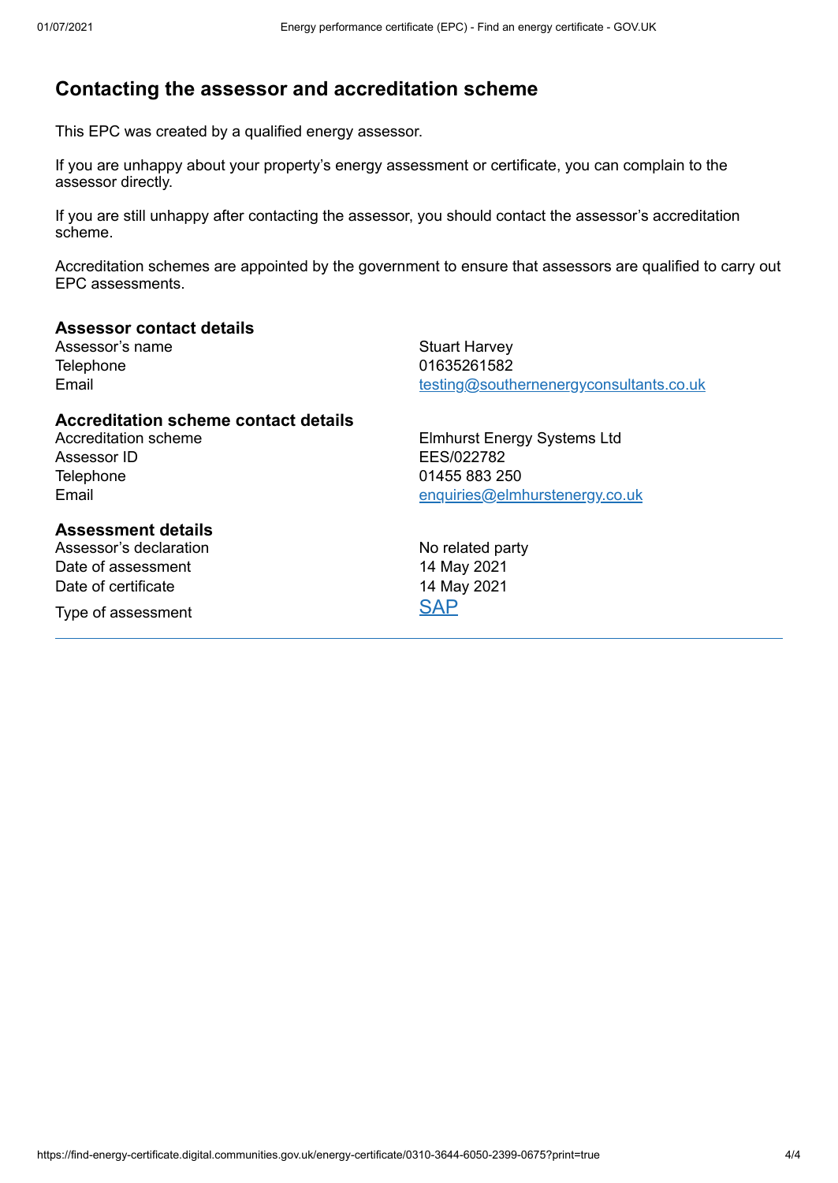## Contacting the assessor and accreditation scheme

This EPC was created by a qualified energy assessor.

If you are unhappy about your property's energy assessment or certificate, you can complain to the assessor directly.

If you are still unhappy after contacting the assessor, you should contact the assessor's accreditation scheme.

Accreditation schemes are appointed by the government to ensure that assessors are qualified to carry out EPC assessments.

### Assessor contact details

| | |
|---|---|
| Assessor's name | Stuart Harvey |
| Telephone | 01635261582 |
| Email | testing@southernenergyconsultants.co.uk |

### Accreditation scheme contact details

| | |
|---|---|
| Accreditation scheme | Elmhurst Energy Systems Ltd |
| Assessor ID | EES/022782 |
| Telephone | 01455 883 250 |
| Email | enquiries@elmhurstenergy.co.uk |

### Assessment details

| | |
|---|---|
| Assessor's declaration | No related party |
| Date of assessment | 14 May 2021 |
| Date of certificate | 14 May 2021 |
| Type of assessment | SAP |